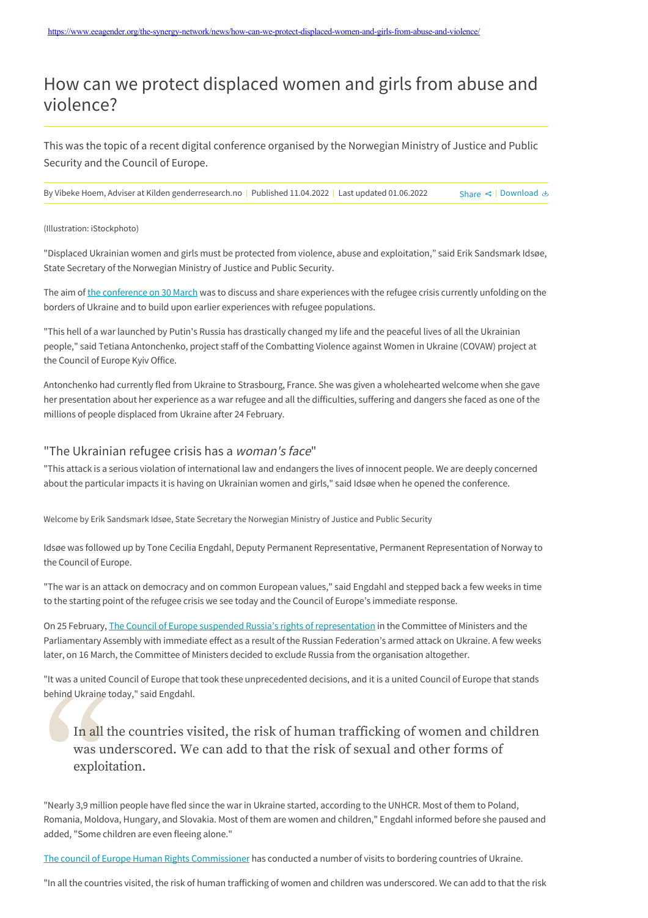https://www.eeagender.org/the-synergy-network/news/how-can-we-protect-displaced-women-and-girls-from-abuse-and-violence/

# How can we protect displaced women and girls from abuse and violence?

This was the topic of a recent digital conference organised by the Norwegian Ministry of Justice and Public Security and the Council of Europe.

By Vibeke Hoem, Adviser at Kilden genderresearch.no | Published 11.04.2022 | Last updated 01.06.2022

(Illustration: iStockphoto)

"Displaced Ukrainian women and girls must be protected from violence, abuse and exploitation," said Erik Sandsmark Idsøe, State Secretary of the Norwegian Ministry of Justice and Public Security.

The aim of the conference on 30 March was to discuss and share experiences with the refugee crisis currently unfolding on the borders of Ukraine and to build upon earlier experiences with refugee populations.

"This hell of a war launched by Putin's Russia has drastically changed my life and the peaceful lives of all the Ukrainian people," said Tetiana Antonchenko, project staff of the Combatting Violence against Women in Ukraine (COVAW) project at the Council of Europe Kyiv Office.

Antonchenko had currently fled from Ukraine to Strasbourg, France. She was given a wholehearted welcome when she gave her presentation about her experience as a war refugee and all the difficulties, suffering and dangers she faced as one of the millions of people displaced from Ukraine after 24 February.

## "The Ukrainian refugee crisis has a *woman's face*"

"This attack is a serious violation of international law and endangers the lives of innocent people. We are deeply concerned about the particular impacts it is having on Ukrainian women and girls," said Idsøe when he opened the conference.

Welcome by Erik Sandsmark Idsøe, State Secretary the Norwegian Ministry of Justice and Public Security

Idsøe was followed up by Tone Cecilia Engdahl, Deputy Permanent Representative, Permanent Representation of Norway to the Council of Europe.

"The war is an attack on democracy and on common European values," said Engdahl and stepped back a few weeks in time to the starting point of the refugee crisis we see today and the Council of Europe's immediate response.

On 25 February, The Council of Europe suspended Russia's rights of representation in the Committee of Ministers and the Parliamentary Assembly with immediate effect as a result of the Russian Federation's armed attack on Ukraine. A few weeks later, on 16 March, the Committee of Ministers decided to exclude Russia from the organisation altogether.

"It was a united Council of Europe that took these unprecedented decisions, and it is a united Council of Europe that stands behind Ukraine today," said Engdahl.

> In all the countries visited, the risk of human trafficking of women and children was underscored. We can add to that the risk of sexual and other forms of exploitation.

"Nearly 3,9 million people have fled since the war in Ukraine started, according to the UNHCR. Most of them to Poland, Romania, Moldova, Hungary, and Slovakia. Most of them are women and children," Engdahl informed before she paused and added, "Some children are even fleeing alone."

The council of Europe Human Rights Commissioner has conducted a number of visits to bordering countries of Ukraine.

"In all the countries visited, the risk of human trafficking of women and children was underscored. We can add to that the risk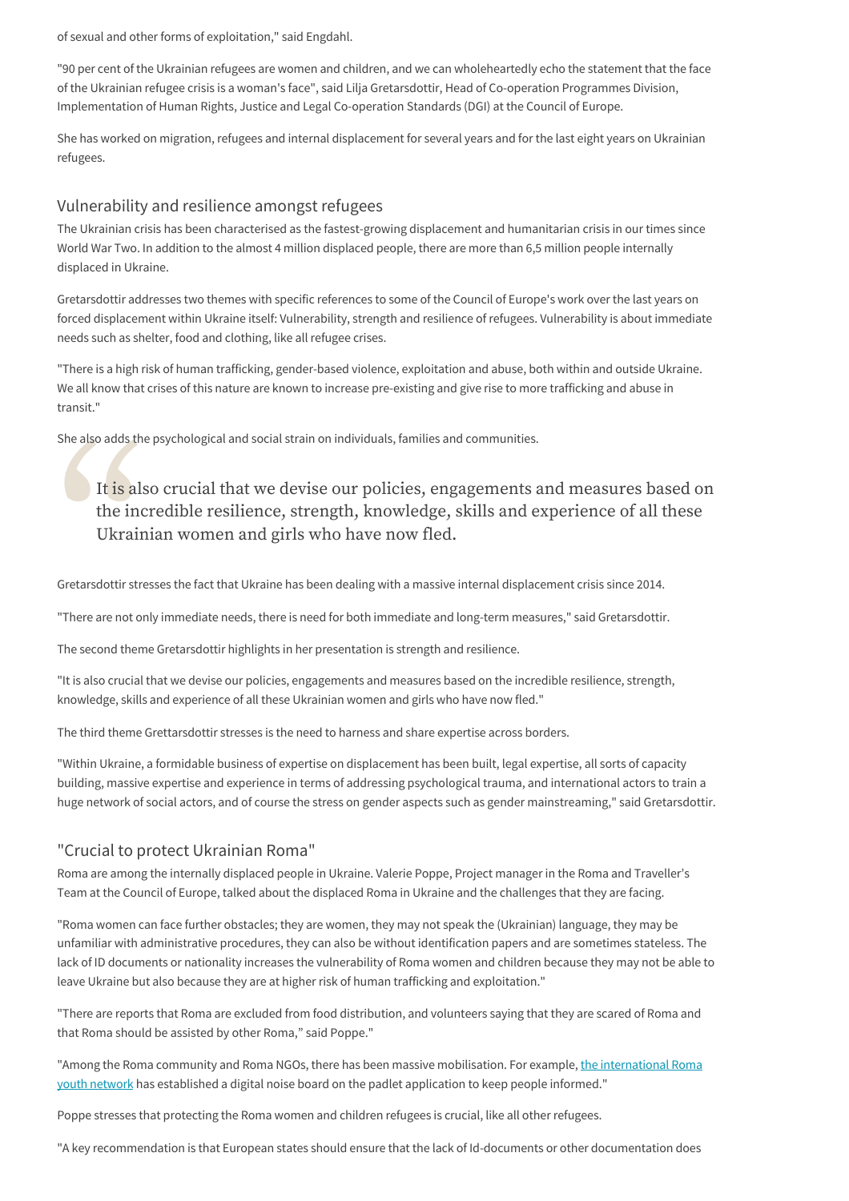of sexual and other forms of exploitation," said Engdahl.

"90 per cent of the Ukrainian refugees are women and children, and we can wholeheartedly echo the statement that the face of the Ukrainian refugee crisis is a woman's face", said Lilja Gretarsdottir, Head of Co-operation Programmes Division, Implementation of Human Rights, Justice and Legal Co-operation Standards (DGI) at the Council of Europe.

She has worked on migration, refugees and internal displacement for several years and for the last eight years on Ukrainian refugees.

## Vulnerability and resilience amongst refugees

The Ukrainian crisis has been characterised as the fastest-growing displacement and humanitarian crisis in our times since World War Two. In addition to the almost 4 million displaced people, there are more than 6,5 million people internally displaced in Ukraine.

Gretarsdottir addresses two themes with specific references to some of the Council of Europe's work over the last years on forced displacement within Ukraine itself: Vulnerability, strength and resilience of refugees. Vulnerability is about immediate needs such as shelter, food and clothing, like all refugee crises.

"There is a high risk of human trafficking, gender-based violence, exploitation and abuse, both within and outside Ukraine. We all know that crises of this nature are known to increase pre-existing and give rise to more trafficking and abuse in transit."

She also adds the psychological and social strain on individuals, families and communities.

> It is also crucial that we devise our policies, engagements and measures based on the incredible resilience, strength, knowledge, skills and experience of all these Ukrainian women and girls who have now fled.

Gretarsdottir stresses the fact that Ukraine has been dealing with a massive internal displacement crisis since 2014.

"There are not only immediate needs, there is need for both immediate and long-term measures," said Gretarsdottir.

The second theme Gretarsdottir highlights in her presentation is strength and resilience.

"It is also crucial that we devise our policies, engagements and measures based on the incredible resilience, strength, knowledge, skills and experience of all these Ukrainian women and girls who have now fled."

The third theme Grettarsdottir stresses is the need to harness and share expertise across borders.

"Within Ukraine, a formidable business of expertise on displacement has been built, legal expertise, all sorts of capacity building, massive expertise and experience in terms of addressing psychological trauma, and international actors to train a huge network of social actors, and of course the stress on gender aspects such as gender mainstreaming," said Gretarsdottir.

## "Crucial to protect Ukrainian Roma"

Roma are among the internally displaced people in Ukraine. Valerie Poppe, Project manager in the Roma and Traveller's Team at the Council of Europe, talked about the displaced Roma in Ukraine and the challenges that they are facing.

"Roma women can face further obstacles; they are women, they may not speak the (Ukrainian) language, they may be unfamiliar with administrative procedures, they can also be without identification papers and are sometimes stateless. The lack of ID documents or nationality increases the vulnerability of Roma women and children because they may not be able to leave Ukraine but also because they are at higher risk of human trafficking and exploitation."

"There are reports that Roma are excluded from food distribution, and volunteers saying that they are scared of Roma and that Roma should be assisted by other Roma," said Poppe."

"Among the Roma community and Roma NGOs, there has been massive mobilisation. For example, the international Roma youth network has established a digital noise board on the padlet application to keep people informed."

Poppe stresses that protecting the Roma women and children refugees is crucial, like all other refugees.

"A key recommendation is that European states should ensure that the lack of Id-documents or other documentation does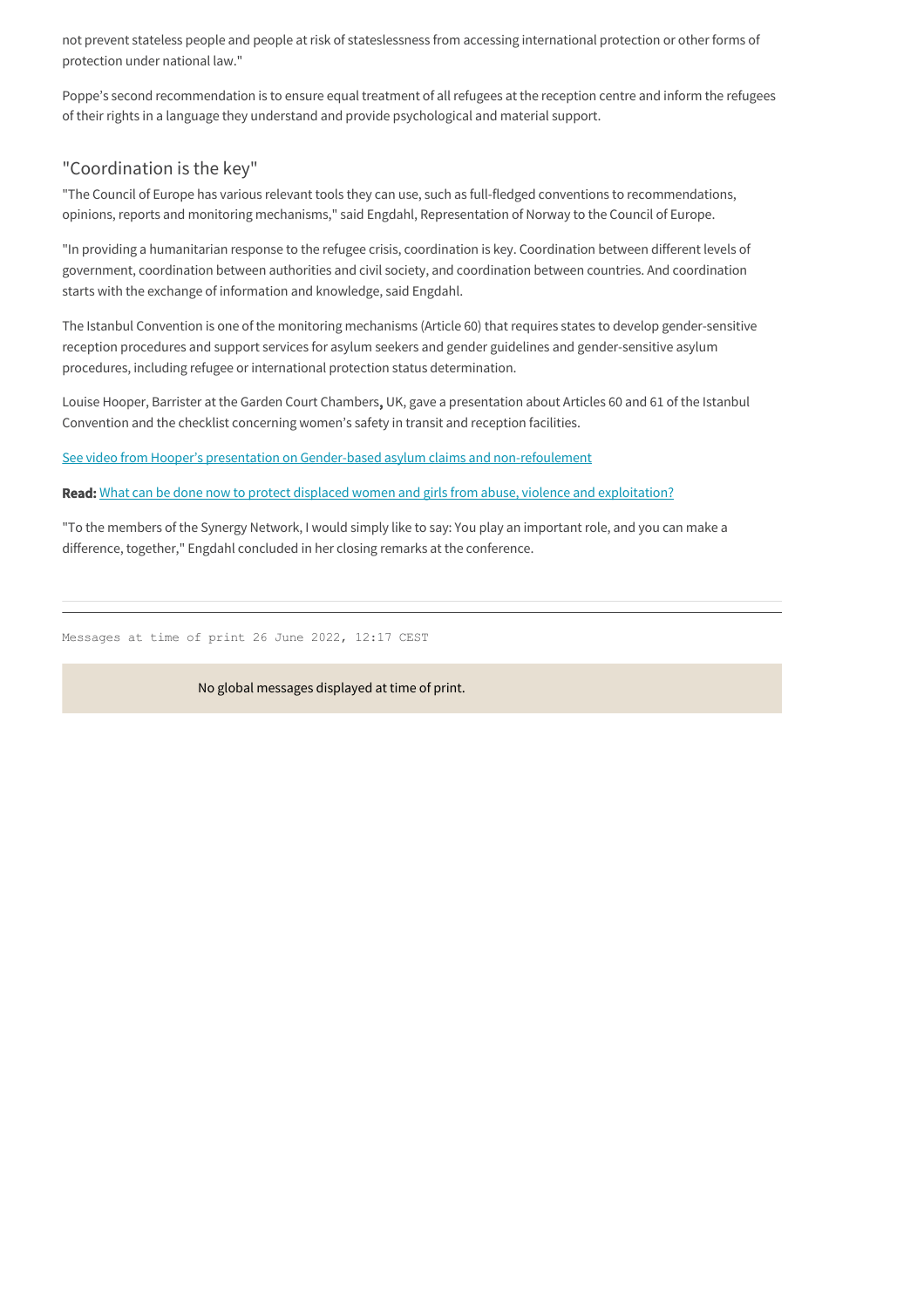not prevent stateless people and people at risk of stateslessness from accessing international protection or other forms of protection under national law."

Poppe's second recommendation is to ensure equal treatment of all refugees at the reception centre and inform the refugees of their rights in a language they understand and provide psychological and material support.

## "Coordination is the key"

"The Council of Europe has various relevant tools they can use, such as full-fledged conventions to recommendations, opinions, reports and monitoring mechanisms," said Engdahl, Representation of Norway to the Council of Europe.

"In providing a humanitarian response to the refugee crisis, coordination is key. Coordination between different levels of government, coordination between authorities and civil society, and coordination between countries. And coordination starts with the exchange of information and knowledge, said Engdahl.

The Istanbul Convention is one of the monitoring mechanisms (Article 60) that requires states to develop gender-sensitive reception procedures and support services for asylum seekers and gender guidelines and gender-sensitive asylum procedures, including refugee or international protection status determination.

Louise Hooper, Barrister at the Garden Court Chambers**,** UK, gave a presentation about Articles 60 and 61 of the Istanbul Convention and the checklist concerning women's safety in transit and reception facilities.

See video from Hooper's presentation on Gender-based asylum claims and non-refoulement

**Read:** What can be done now to protect displaced women and girls from abuse, violence and exploitation?

"To the members of the Synergy Network, I would simply like to say: You play an important role, and you can make a difference, together," Engdahl concluded in her closing remarks at the conference.

---

Messages at time of print 26 June 2022, 12:17 CEST

No global messages displayed at time of print.